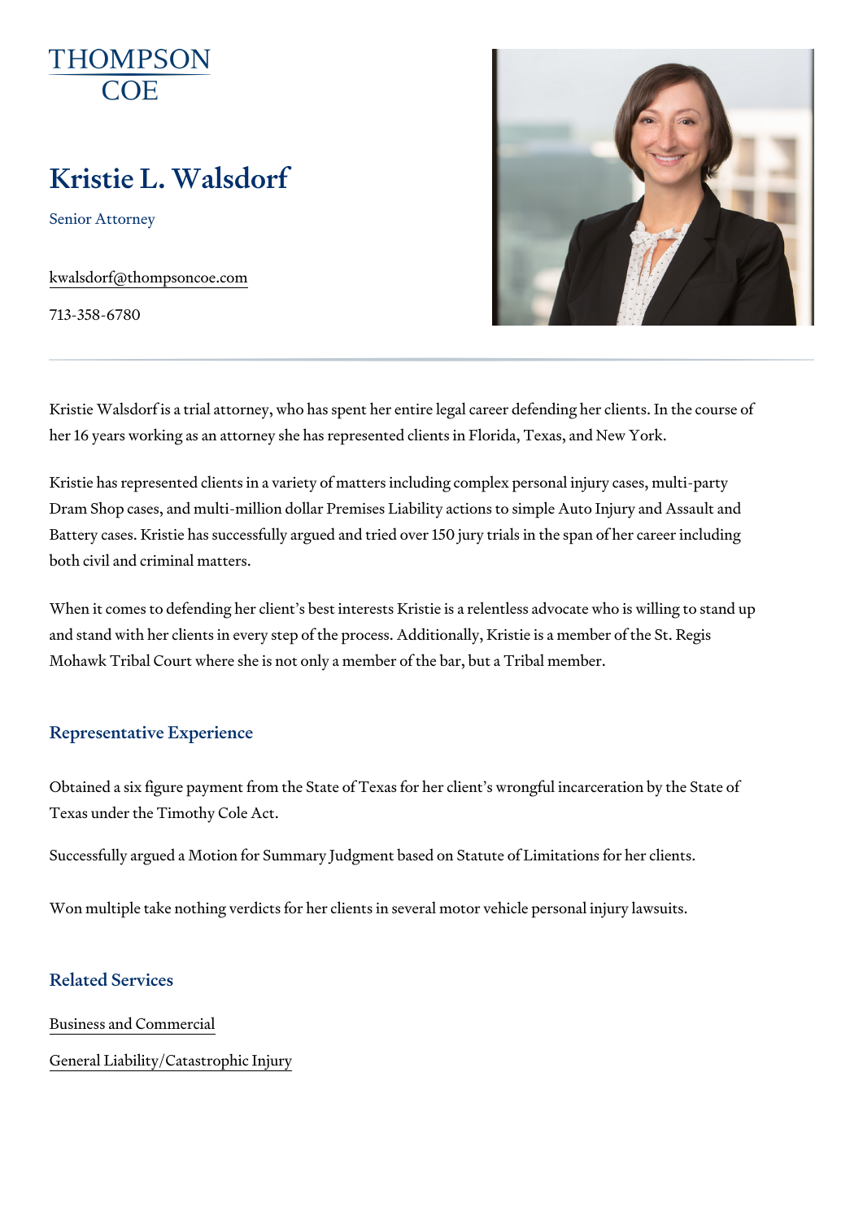THOMPSON COE

# Kristie L. Walsdorf

Senior Attorney

kwalsdorf@thompsoncoe.com

713-358-6780

Kristie Walsdorf is a trial attorney, who has spent her entire legal career defending her clients. In the course of her 16 years working as an attorney she has represented clients in Florida, Texas, and New York.

Kristie has represented clients in a variety of matters including complex personal injury cases, multi-party Dram Shop cases, and multi-million dollar Premises Liability actions to simple Auto Injury and Assault and Battery cases. Kristie has successfully argued and tried over 150 jury trials in the span of her career including both civil and criminal matters.

When it comes to defending her client's best interests Kristie is a relentless advocate who is willing to stand up and stand with her clients in every step of the process. Additionally, Kristie is a member of the St. Regis Mohawk Tribal Court where she is not only a member of the bar, but a Tribal member.

## Representative Experience

Obtained a six figure payment from the State of Texas for her client's wrongful incarceration by the State of Texas under the Timothy Cole Act.

Successfully argued a Motion for Summary Judgment based on Statute of Limitations for her clients.

Won multiple take nothing verdicts for her clients in several motor vehicle personal injury lawsuits.

## Related Services

Business and Commercial

General Liability/Catastrophic Injury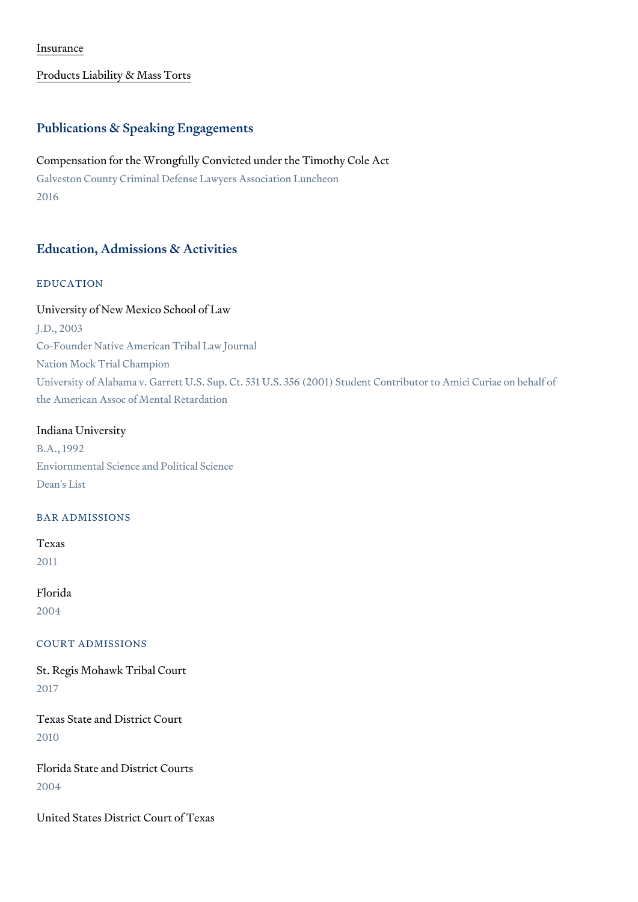[Insurance]

[Products Liability & Mass Torts]

## Publications & Speaking Engagements

Compensation for the Wrongfully Convicted under the Timothy Cole Act

Galveston County Criminal Defense Lawyers Association Luncheon

2016

## Education, Admissions & Activities

### EDUCATION

University of New Mexico School of Law

J.D., 2003

Co-Founder Native American Tribal Law Journal

Nation Mock Trial Champion

University of Alabama v. Garrett U.S. Sup. Ct. 531 U.S. 356 (2001) Student Contributor to Amici Curiae on behalf of the American Assoc of Mental Retardation

Indiana University

B.A., 1992

Enviornmental Science and Political Science

Dean's List

### BAR ADMISSIONS

Texas

2011

Florida

2004

### COURT ADMISSIONS

St. Regis Mohawk Tribal Court

2017

Texas State and District Court

2010

Florida State and District Courts

2004

United States District Court of Texas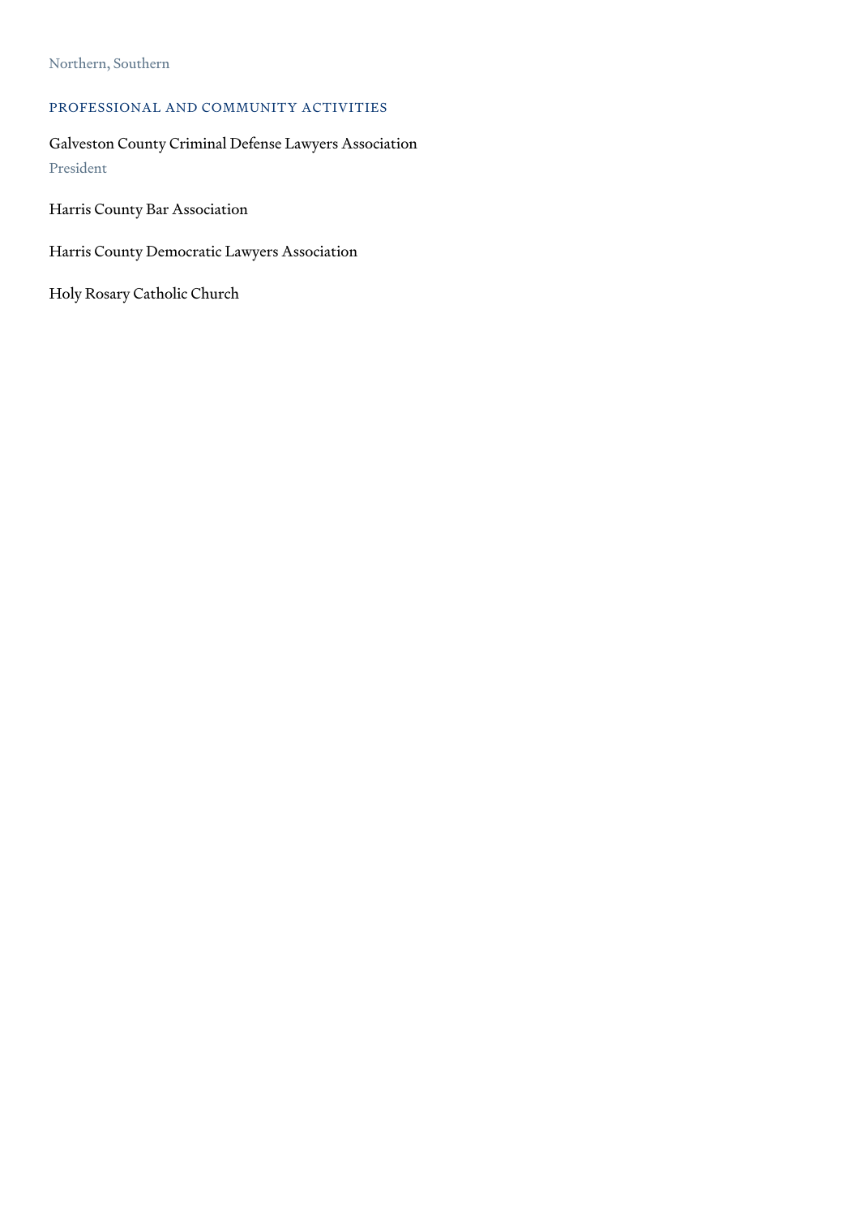Northern, Southern

## PROFESSIONAL AND COMMUNITY ACTIVITIES

Galveston County Criminal Defense Lawyers Association
President

Harris County Bar Association

Harris County Democratic Lawyers Association

Holy Rosary Catholic Church